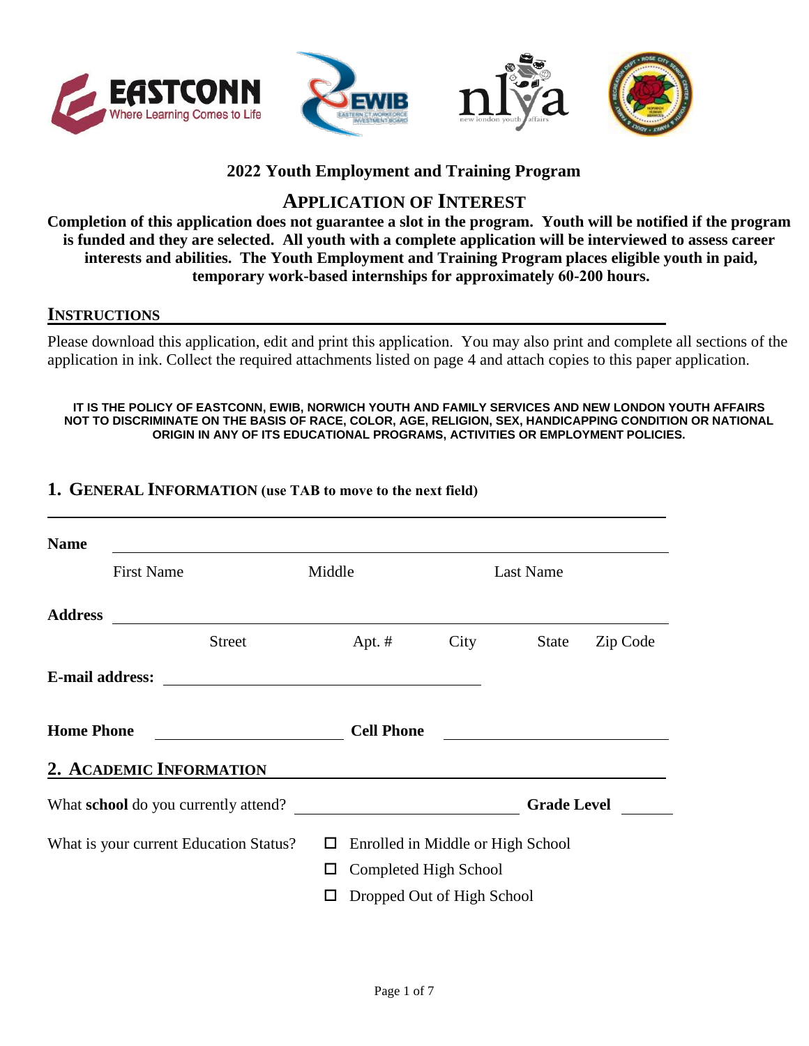# 2022 Youth Employment and Training Program

## APPLICATION OF INTEREST

**Completion of this application does not guarantee a slot in the program. Youth will be notified if the program is funded and they are selected. All youth with a complete application will be interviewed to assess career interests and abilities. The Youth Employment and Training Program places eligible youth in paid, temporary work-based internships for approximately 60-200 hours.**

## INSTRUCTIONS

Please download this application, edit and print this application. You may also print and complete all sections of the application in ink. Collect the required attachments listed on page 4 and attach copies to this paper application.

**IT IS THE POLICY OF EASTCONN, EWIB, NORWICH YOUTH AND FAMILY SERVICES AND NEW LONDON YOUTH AFFAIRS NOT TO DISCRIMINATE ON THE BASIS OF RACE, COLOR, AGE, RELIGION, SEX, HANDICAPPING CONDITION OR NATIONAL ORIGIN IN ANY OF ITS EDUCATIONAL PROGRAMS, ACTIVITIES OR EMPLOYMENT POLICIES.**

## 1. GENERAL INFORMATION (use TAB to move to the next field)

**Name** ______________________________________________

First Name     Middle     Last Name

**Address** ______________________________________________

Street     Apt. #     City     State     Zip Code

**E-mail address:** ______________________________

**Home Phone** ____________________ **Cell Phone** ____________________

## 2. ACADEMIC INFORMATION

What **school** do you currently attend? ____________________ **Grade Level** ______

What is your current Education Status?

- ☐ Enrolled in Middle or High School
- ☐ Completed High School
- ☐ Dropped Out of High School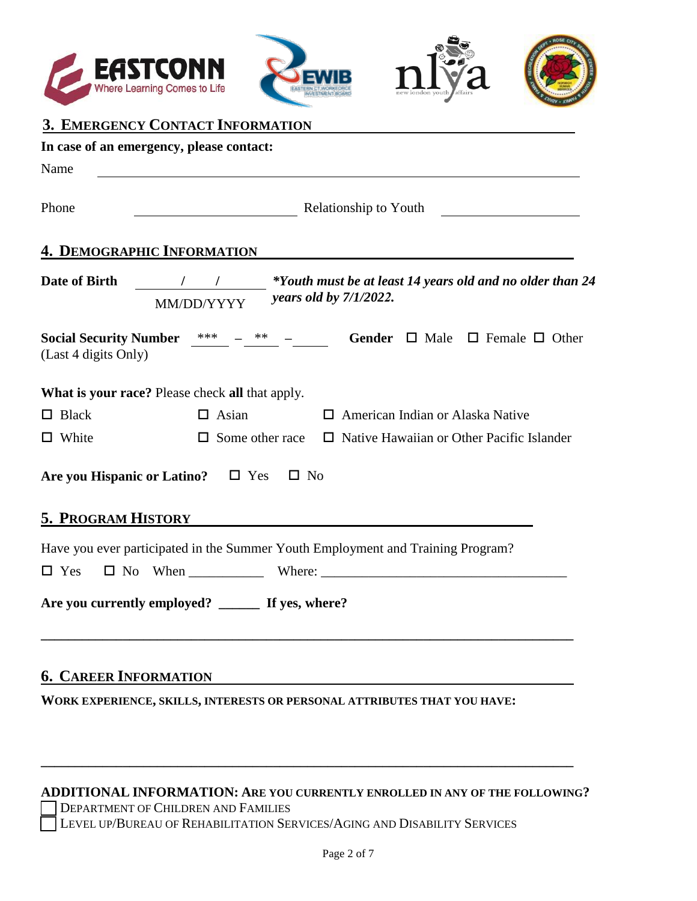EASTCONN Where Learning Comes to Life | EWIB | nlya new london youth affairs

## 3. Emergency Contact Information

**In case of an emergency, please contact:**

Name ____________________________________________

Phone ______________________ Relationship to Youth ____________________

## 4. Demographic Information

**Date of Birth** ____/____/________ *Youth must be at least 14 years old and no older than 24 years old by 7/1/2022.*
MM/DD/YYYY

**Social Security Number** *** – ** – ______ **Gender** ☐ Male ☐ Female ☐ Other
(Last 4 digits Only)

**What is your race?** Please check **all** that apply.

☐ Black ☐ Asian ☐ American Indian or Alaska Native
☐ White ☐ Some other race ☐ Native Hawaiian or Other Pacific Islander

**Are you Hispanic or Latino?** ☐ Yes ☐ No

## 5. Program History

Have you ever participated in the Summer Youth Employment and Training Program?

☐ Yes ☐ No When __________ Where: ________________________________

**Are you currently employed? ______ If yes, where?**

______________________________________________________________________

## 6. Career Information

**Work experience, skills, interests or personal attributes that you have:**

______________________________________________________________________

**ADDITIONAL INFORMATION: Are you currently enrolled in any of the following?**

☐ Department of Children and Families
☐ Level up/Bureau of Rehabilitation Services/Aging and Disability Services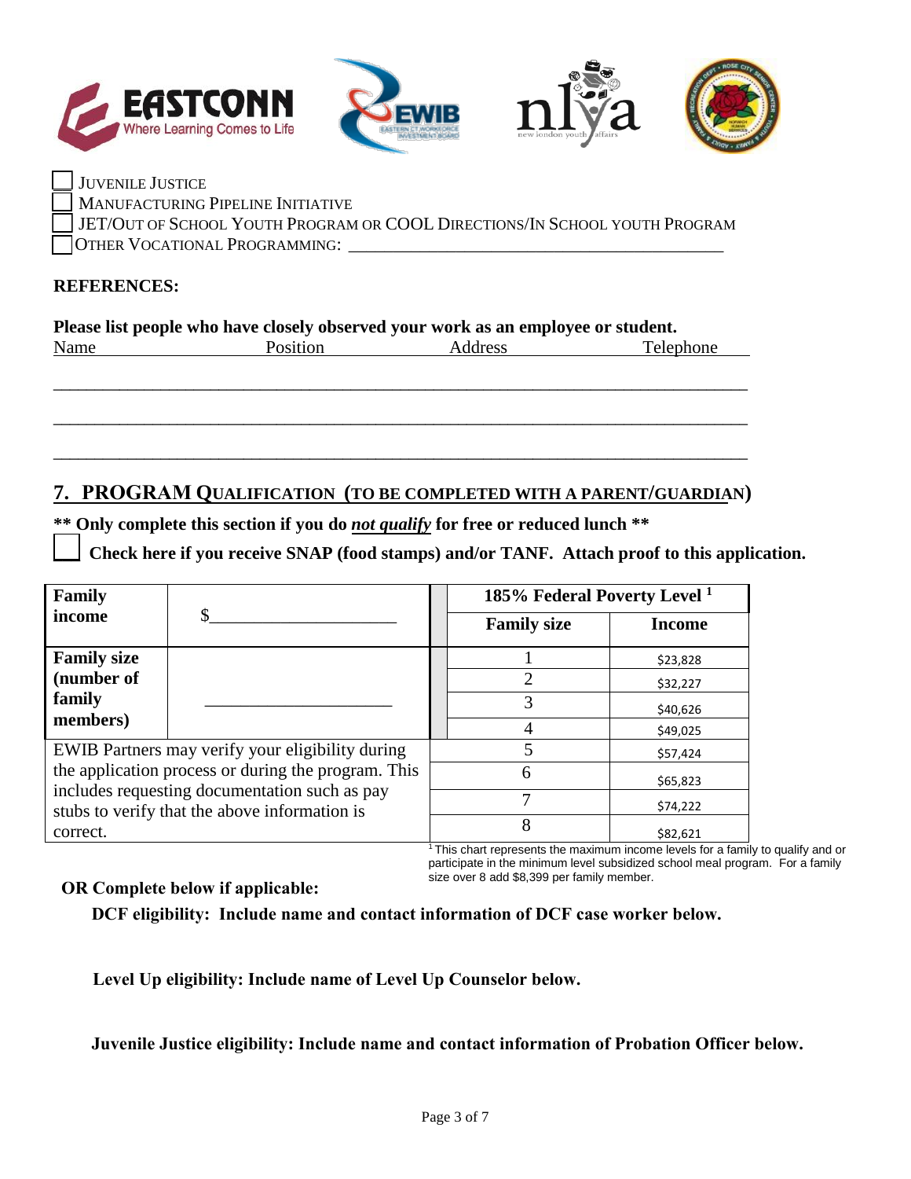☐ JUVENILE JUSTICE
☐ MANUFACTURING PIPELINE INITIATIVE
☐ JET/OUT OF SCHOOL YOUTH PROGRAM OR COOL DIRECTIONS/IN SCHOOL YOUTH PROGRAM
☐ OTHER VOCATIONAL PROGRAMMING: ___________________________________________

**REFERENCES:**

**Please list people who have closely observed your work as an employee or student.**

| Name | Position | Address | Telephone |
|---|---|---|---|
| | | | |
| | | | |
| | | | |

## 7. PROGRAM QUALIFICATION (TO BE COMPLETED WITH A PARENT/GUARDIAN)

**\*\* Only complete this section if you do *not qualify* for free or reduced lunch \*\***

☐ **Check here if you receive SNAP (food stamps) and/or TANF. Attach proof to this application.**

| **Family income** | $____________________ | **185% Federal Poverty Level [1]** | |
|---|---|---|---|
| | | **Family size** | **Income** |
| **Family size (number of family members)** | ____________________ | 1 | $23,828 |
| | | 2 | $32,227 |
| | | 3 | $40,626 |
| | | 4 | $49,025 |
| EWIB Partners may verify your eligibility during the application process or during the program. This includes requesting documentation such as pay stubs to verify that the above information is correct. | | 5 | $57,424 |
| | | 6 | $65,823 |
| | | 7 | $74,222 |
| | | 8 | $82,621 |

[1] This chart represents the maximum income levels for a family to qualify and or participate in the minimum level subsidized school meal program. For a family size over 8 add $8,399 per family member.

**OR Complete below if applicable:**

**DCF eligibility: Include name and contact information of DCF case worker below.**

**Level Up eligibility: Include name of Level Up Counselor below.**

**Juvenile Justice eligibility: Include name and contact information of Probation Officer below.**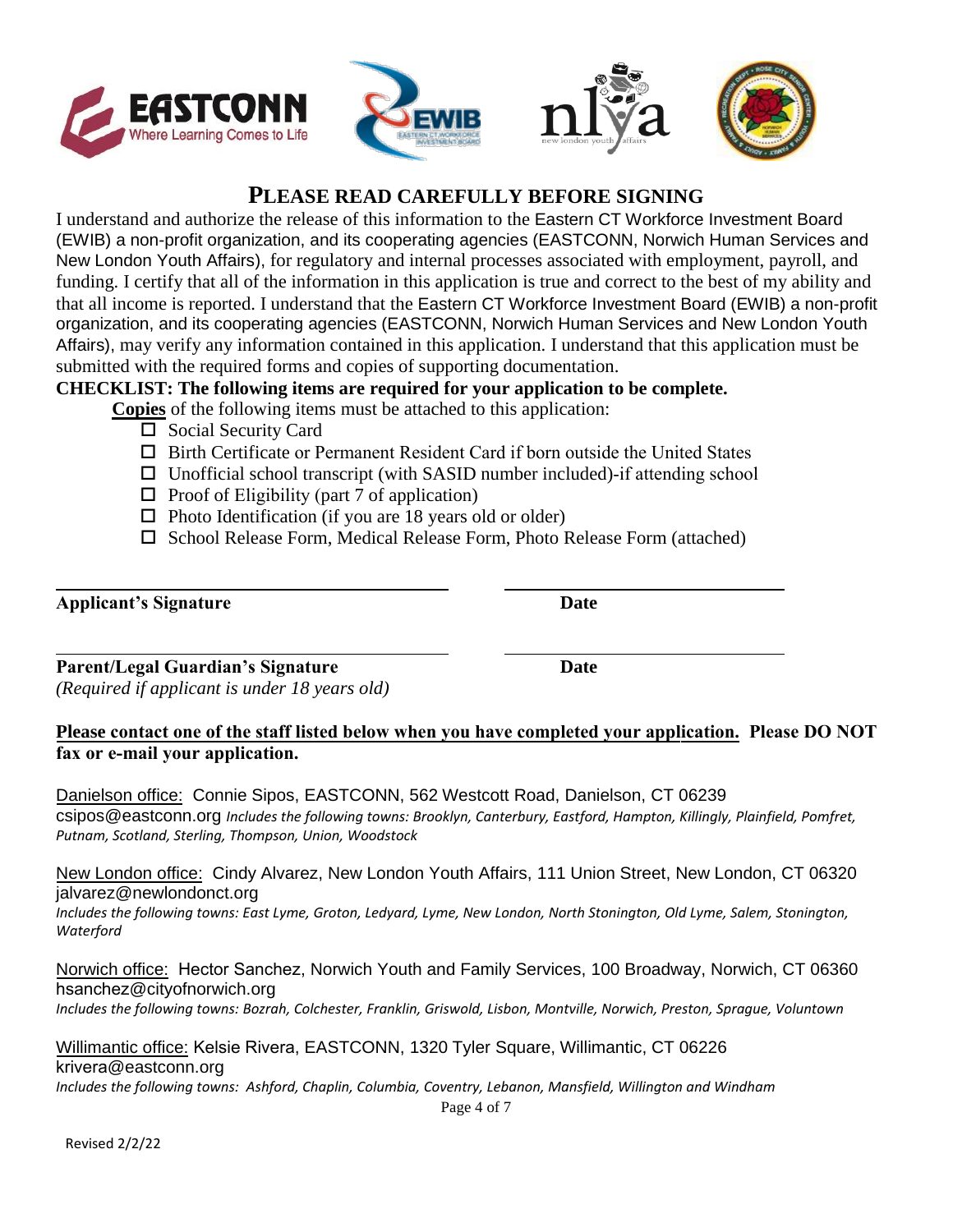## PLEASE READ CAREFULLY BEFORE SIGNING

I understand and authorize the release of this information to the Eastern CT Workforce Investment Board (EWIB) a non-profit organization, and its cooperating agencies (EASTCONN, Norwich Human Services and New London Youth Affairs), for regulatory and internal processes associated with employment, payroll, and funding. I certify that all of the information in this application is true and correct to the best of my ability and that all income is reported. I understand that the Eastern CT Workforce Investment Board (EWIB) a non-profit organization, and its cooperating agencies (EASTCONN, Norwich Human Services and New London Youth Affairs), may verify any information contained in this application. I understand that this application must be submitted with the required forms and copies of supporting documentation.

**CHECKLIST: The following items are required for your application to be complete.**

**Copies** of the following items must be attached to this application:

- ☐ Social Security Card
- ☐ Birth Certificate or Permanent Resident Card if born outside the United States
- ☐ Unofficial school transcript (with SASID number included)-if attending school
- ☐ Proof of Eligibility (part 7 of application)
- ☐ Photo Identification (if you are 18 years old or older)
- ☐ School Release Form, Medical Release Form, Photo Release Form (attached)

**Applicant's Signature** ______________________ **Date** ______________

**Parent/Legal Guardian's Signature** ______________________ **Date** ______________
*(Required if applicant is under 18 years old)*

**Please contact one of the staff listed below when you have completed your application. Please DO NOT fax or e-mail your application.**

Danielson office: Connie Sipos, EASTCONN, 562 Westcott Road, Danielson, CT 06239
csipos@eastconn.org *Includes the following towns: Brooklyn, Canterbury, Eastford, Hampton, Killingly, Plainfield, Pomfret, Putnam, Scotland, Sterling, Thompson, Union, Woodstock*

New London office: Cindy Alvarez, New London Youth Affairs, 111 Union Street, New London, CT 06320
jalvarez@newlondonct.org
*Includes the following towns: East Lyme, Groton, Ledyard, Lyme, New London, North Stonington, Old Lyme, Salem, Stonington, Waterford*

Norwich office: Hector Sanchez, Norwich Youth and Family Services, 100 Broadway, Norwich, CT 06360
hsanchez@cityofnorwich.org
*Includes the following towns: Bozrah, Colchester, Franklin, Griswold, Lisbon, Montville, Norwich, Preston, Sprague, Voluntown*

Willimantic office: Kelsie Rivera, EASTCONN, 1320 Tyler Square, Willimantic, CT 06226
krivera@eastconn.org
*Includes the following towns: Ashford, Chaplin, Columbia, Coventry, Lebanon, Mansfield, Willington and Windham*

Revised 2/2/22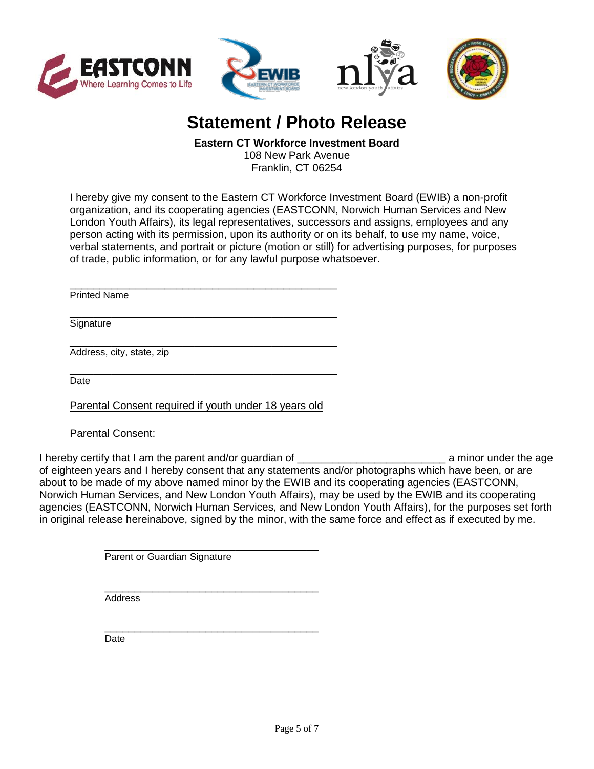# Statement / Photo Release

**Eastern CT Workforce Investment Board**
108 New Park Avenue
Franklin, CT 06254

I hereby give my consent to the Eastern CT Workforce Investment Board (EWIB) a non-profit organization, and its cooperating agencies (EASTCONN, Norwich Human Services and New London Youth Affairs), its legal representatives, successors and assigns, employees and any person acting with its permission, upon its authority or on its behalf, to use my name, voice, verbal statements, and portrait or picture (motion or still) for advertising purposes, for purposes of trade, public information, or for any lawful purpose whatsoever.

______________________________________________
Printed Name

______________________________________________
Signature

______________________________________________
Address, city, state, zip

______________________________________________
Date

Parental Consent required if youth under 18 years old

Parental Consent:

I hereby certify that I am the parent and/or guardian of ________________________ a minor under the age of eighteen years and I hereby consent that any statements and/or photographs which have been, or are about to be made of my above named minor by the EWIB and its cooperating agencies (EASTCONN, Norwich Human Services, and New London Youth Affairs), may be used by the EWIB and its cooperating agencies (EASTCONN, Norwich Human Services, and New London Youth Affairs), for the purposes set forth in original release hereinabove, signed by the minor, with the same force and effect as if executed by me.

______________________________________
Parent or Guardian Signature

______________________________________
Address

______________________________________
Date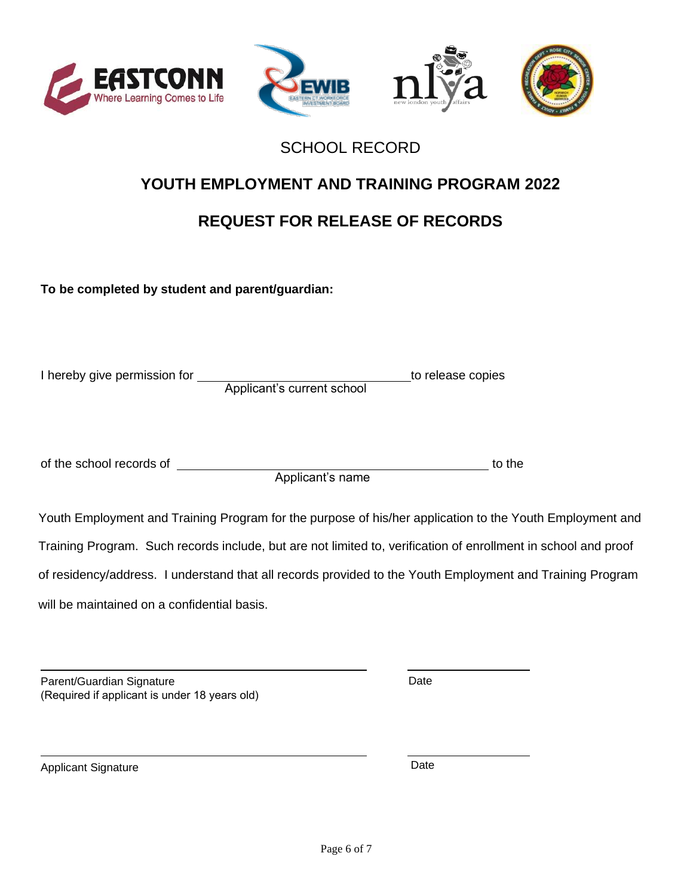SCHOOL RECORD

## YOUTH EMPLOYMENT AND TRAINING PROGRAM 2022

## REQUEST FOR RELEASE OF RECORDS

**To be completed by student and parent/guardian:**

I hereby give permission for ______________________________ to release copies
Applicant's current school

of the school records of ____________________________________________ to the
Applicant's name

Youth Employment and Training Program for the purpose of his/her application to the Youth Employment and Training Program. Such records include, but are not limited to, verification of enrollment in school and proof of residency/address. I understand that all records provided to the Youth Employment and Training Program will be maintained on a confidential basis.

______________________________________________ ____________________
Parent/Guardian Signature Date
(Required if applicant is under 18 years old)

______________________________________________ ____________________
Applicant Signature Date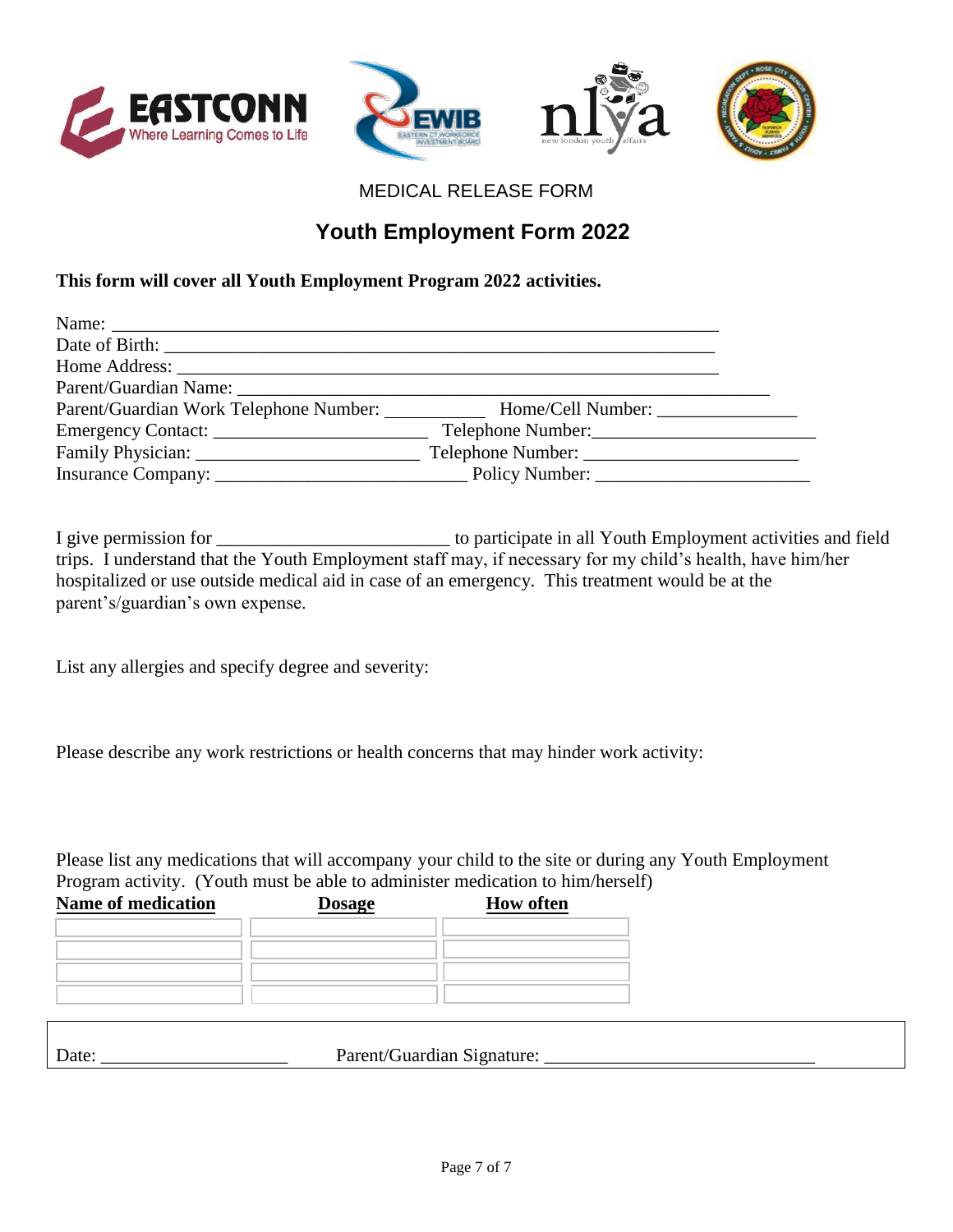MEDICAL RELEASE FORM

# Youth Employment Form 2022

**This form will cover all Youth Employment Program 2022 activities.**

Name: ___________________________________________________________________

Date of Birth: ______________________________________________________________

Home Address: ______________________________________________________________

Parent/Guardian Name: ___________________________________________________________

Parent/Guardian Work Telephone Number: ___________ Home/Cell Number: _______________

Emergency Contact: _______________________ Telephone Number:________________________

Family Physician: ________________________ Telephone Number: _______________________

Insurance Company: ___________________________ Policy Number: _______________________

I give permission for ________________________ to participate in all Youth Employment activities and field trips. I understand that the Youth Employment staff may, if necessary for my child's health, have him/her hospitalized or use outside medical aid in case of an emergency. This treatment would be at the parent's/guardian's own expense.

List any allergies and specify degree and severity:

Please describe any work restrictions or health concerns that may hinder work activity:

Please list any medications that will accompany your child to the site or during any Youth Employment Program activity. (Youth must be able to administer medication to him/herself)

| **Name of medication** | **Dosage** | **How often** |
|---|---|---|
| | | |
| | | |
| | | |
| | | |

Date: ___________________ Parent/Guardian Signature: ____________________________